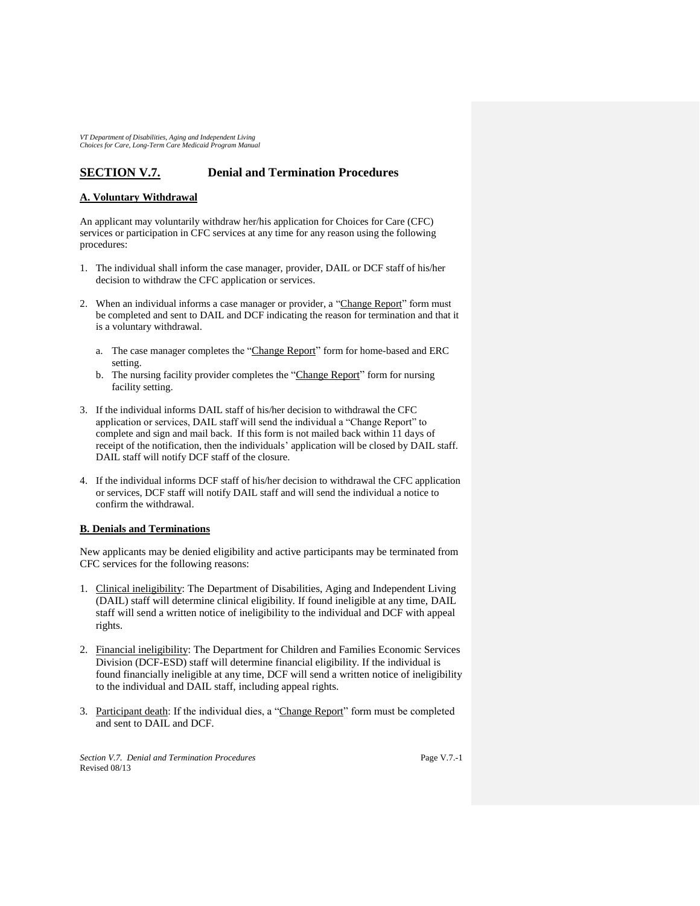## SECTION V.7. Denial and Termination Procedures

### A. Voluntary Withdrawal

An applicant may voluntarily withdraw her/his application for Choices for Care (CFC) services or participation in CFC services at any time for any reason using the following procedures:

1. The individual shall inform the case manager, provider, DAIL or DCF staff of his/her decision to withdraw the CFC application or services.

2. When an individual informs a case manager or provider, a "Change Report" form must be completed and sent to DAIL and DCF indicating the reason for termination and that it is a voluntary withdrawal.

   a. The case manager completes the "Change Report" form for home-based and ERC setting.
   b. The nursing facility provider completes the "Change Report" form for nursing facility setting.

3. If the individual informs DAIL staff of his/her decision to withdrawal the CFC application or services, DAIL staff will send the individual a "Change Report" to complete and sign and mail back. If this form is not mailed back within 11 days of receipt of the notification, then the individuals' application will be closed by DAIL staff. DAIL staff will notify DCF staff of the closure.

4. If the individual informs DCF staff of his/her decision to withdrawal the CFC application or services, DCF staff will notify DAIL staff and will send the individual a notice to confirm the withdrawal.

### B. Denials and Terminations

New applicants may be denied eligibility and active participants may be terminated from CFC services for the following reasons:

1. Clinical ineligibility: The Department of Disabilities, Aging and Independent Living (DAIL) staff will determine clinical eligibility. If found ineligible at any time, DAIL staff will send a written notice of ineligibility to the individual and DCF with appeal rights.

2. Financial ineligibility: The Department for Children and Families Economic Services Division (DCF-ESD) staff will determine financial eligibility. If the individual is found financially ineligible at any time, DCF will send a written notice of ineligibility to the individual and DAIL staff, including appeal rights.

3. Participant death: If the individual dies, a "Change Report" form must be completed and sent to DAIL and DCF.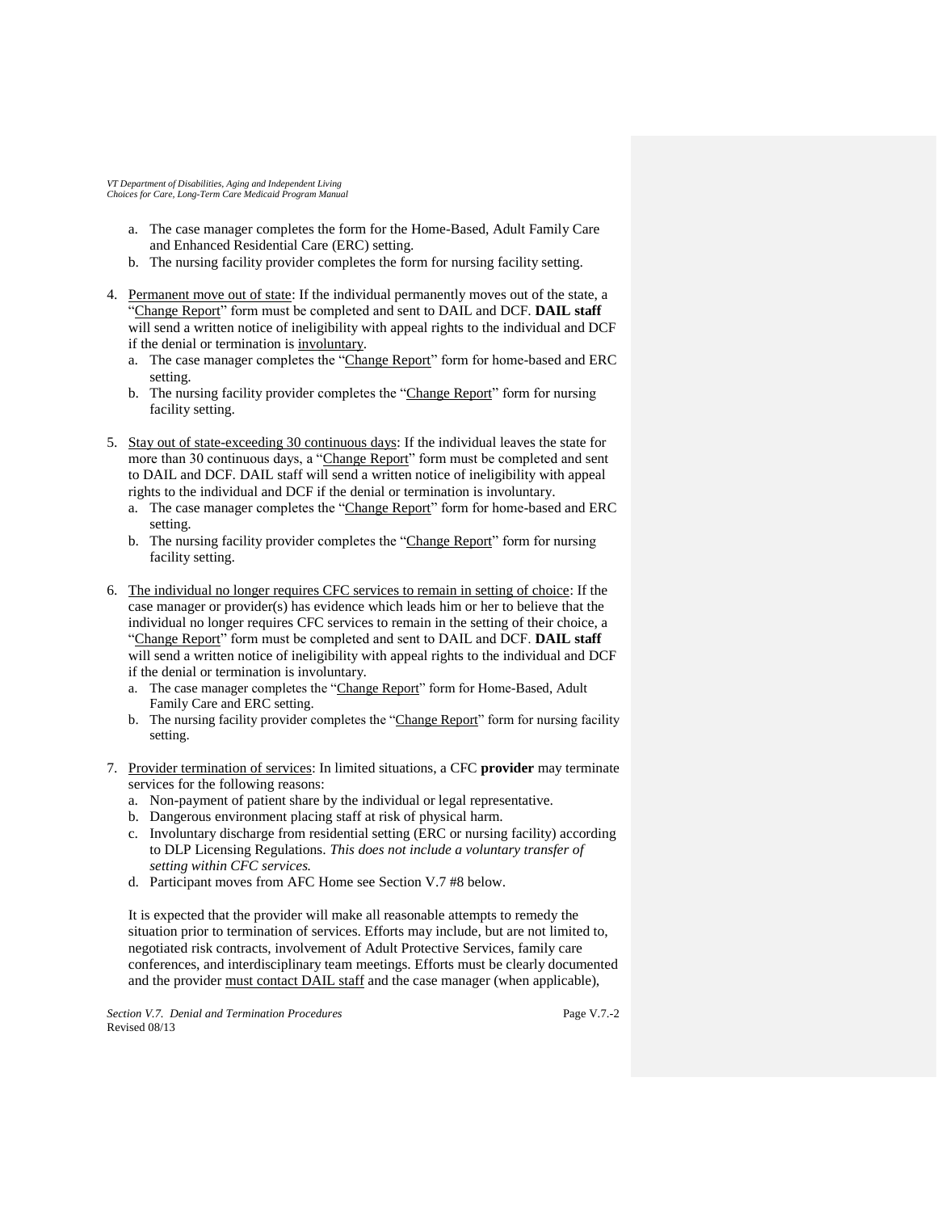a. The case manager completes the form for the Home-Based, Adult Family Care and Enhanced Residential Care (ERC) setting.
   b. The nursing facility provider completes the form for nursing facility setting.

4. Permanent move out of state: If the individual permanently moves out of the state, a "Change Report" form must be completed and sent to DAIL and DCF. **DAIL staff** will send a written notice of ineligibility with appeal rights to the individual and DCF if the denial or termination is involuntary.
   a. The case manager completes the "Change Report" form for home-based and ERC setting.
   b. The nursing facility provider completes the "Change Report" form for nursing facility setting.

5. Stay out of state-exceeding 30 continuous days: If the individual leaves the state for more than 30 continuous days, a "Change Report" form must be completed and sent to DAIL and DCF. DAIL staff will send a written notice of ineligibility with appeal rights to the individual and DCF if the denial or termination is involuntary.
   a. The case manager completes the "Change Report" form for home-based and ERC setting.
   b. The nursing facility provider completes the "Change Report" form for nursing facility setting.

6. The individual no longer requires CFC services to remain in setting of choice: If the case manager or provider(s) has evidence which leads him or her to believe that the individual no longer requires CFC services to remain in the setting of their choice, a "Change Report" form must be completed and sent to DAIL and DCF. **DAIL staff** will send a written notice of ineligibility with appeal rights to the individual and DCF if the denial or termination is involuntary.
   a. The case manager completes the "Change Report" form for Home-Based, Adult Family Care and ERC setting.
   b. The nursing facility provider completes the "Change Report" form for nursing facility setting.

7. Provider termination of services: In limited situations, a CFC **provider** may terminate services for the following reasons:
   a. Non-payment of patient share by the individual or legal representative.
   b. Dangerous environment placing staff at risk of physical harm.
   c. Involuntary discharge from residential setting (ERC or nursing facility) according to DLP Licensing Regulations. *This does not include a voluntary transfer of setting within CFC services.*
   d. Participant moves from AFC Home see Section V.7 #8 below.

   It is expected that the provider will make all reasonable attempts to remedy the situation prior to termination of services. Efforts may include, but are not limited to, negotiated risk contracts, involvement of Adult Protective Services, family care conferences, and interdisciplinary team meetings. Efforts must be clearly documented and the provider must contact DAIL staff and the case manager (when applicable),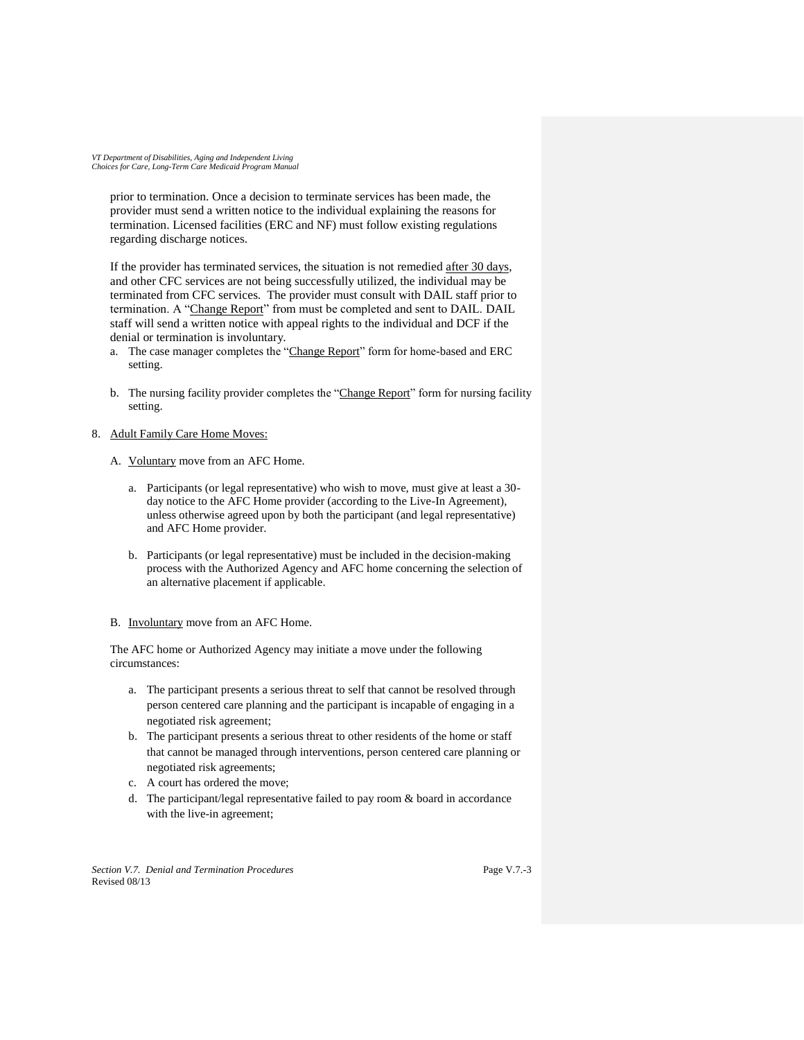prior to termination. Once a decision to terminate services has been made, the provider must send a written notice to the individual explaining the reasons for termination. Licensed facilities (ERC and NF) must follow existing regulations regarding discharge notices.

If the provider has terminated services, the situation is not remedied after 30 days, and other CFC services are not being successfully utilized, the individual may be terminated from CFC services. The provider must consult with DAIL staff prior to termination. A "Change Report" from must be completed and sent to DAIL. DAIL staff will send a written notice with appeal rights to the individual and DCF if the denial or termination is involuntary.

a. The case manager completes the "Change Report" form for home-based and ERC setting.

b. The nursing facility provider completes the "Change Report" form for nursing facility setting.

8. Adult Family Care Home Moves:

A. Voluntary move from an AFC Home.

a. Participants (or legal representative) who wish to move, must give at least a 30-day notice to the AFC Home provider (according to the Live-In Agreement), unless otherwise agreed upon by both the participant (and legal representative) and AFC Home provider.

b. Participants (or legal representative) must be included in the decision-making process with the Authorized Agency and AFC home concerning the selection of an alternative placement if applicable.

B. Involuntary move from an AFC Home.

The AFC home or Authorized Agency may initiate a move under the following circumstances:

a. The participant presents a serious threat to self that cannot be resolved through person centered care planning and the participant is incapable of engaging in a negotiated risk agreement;
b. The participant presents a serious threat to other residents of the home or staff that cannot be managed through interventions, person centered care planning or negotiated risk agreements;
c. A court has ordered the move;
d. The participant/legal representative failed to pay room & board in accordance with the live-in agreement;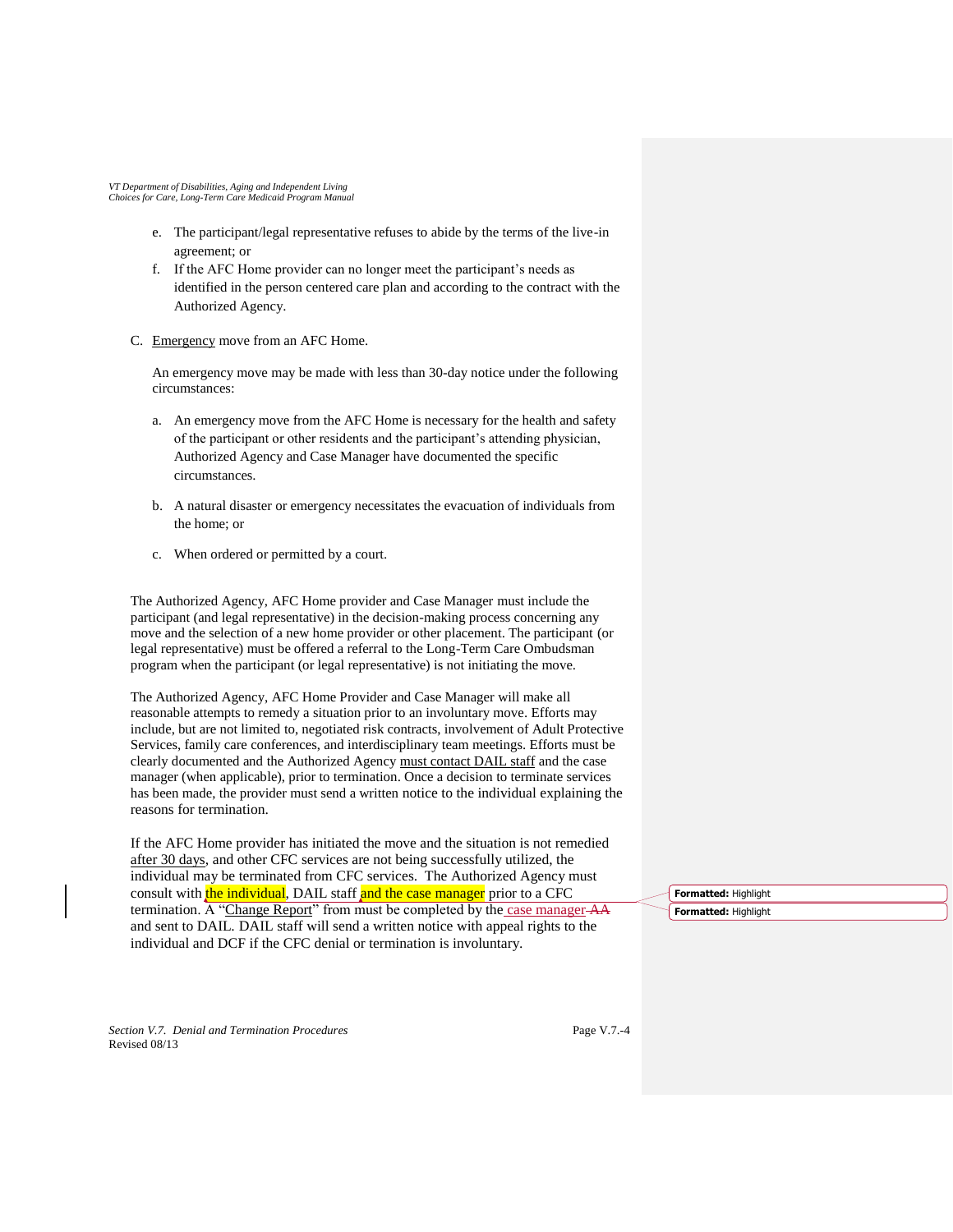e. The participant/legal representative refuses to abide by the terms of the live-in agreement; or
f. If the AFC Home provider can no longer meet the participant's needs as identified in the person centered care plan and according to the contract with the Authorized Agency.

C. Emergency move from an AFC Home.

An emergency move may be made with less than 30-day notice under the following circumstances:

a. An emergency move from the AFC Home is necessary for the health and safety of the participant or other residents and the participant's attending physician, Authorized Agency and Case Manager have documented the specific circumstances.

b. A natural disaster or emergency necessitates the evacuation of individuals from the home; or

c. When ordered or permitted by a court.

The Authorized Agency, AFC Home provider and Case Manager must include the participant (and legal representative) in the decision-making process concerning any move and the selection of a new home provider or other placement. The participant (or legal representative) must be offered a referral to the Long-Term Care Ombudsman program when the participant (or legal representative) is not initiating the move.

The Authorized Agency, AFC Home Provider and Case Manager will make all reasonable attempts to remedy a situation prior to an involuntary move. Efforts may include, but are not limited to, negotiated risk contracts, involvement of Adult Protective Services, family care conferences, and interdisciplinary team meetings. Efforts must be clearly documented and the Authorized Agency must contact DAIL staff and the case manager (when applicable), prior to termination. Once a decision to terminate services has been made, the provider must send a written notice to the individual explaining the reasons for termination.

If the AFC Home provider has initiated the move and the situation is not remedied after 30 days, and other CFC services are not being successfully utilized, the individual may be terminated from CFC services. The Authorized Agency must consult with the individual, DAIL staff and the case manager prior to a CFC termination. A "Change Report" from must be completed by the case manager ~~AA~~ and sent to DAIL. DAIL staff will send a written notice with appeal rights to the individual and DCF if the CFC denial or termination is involuntary.